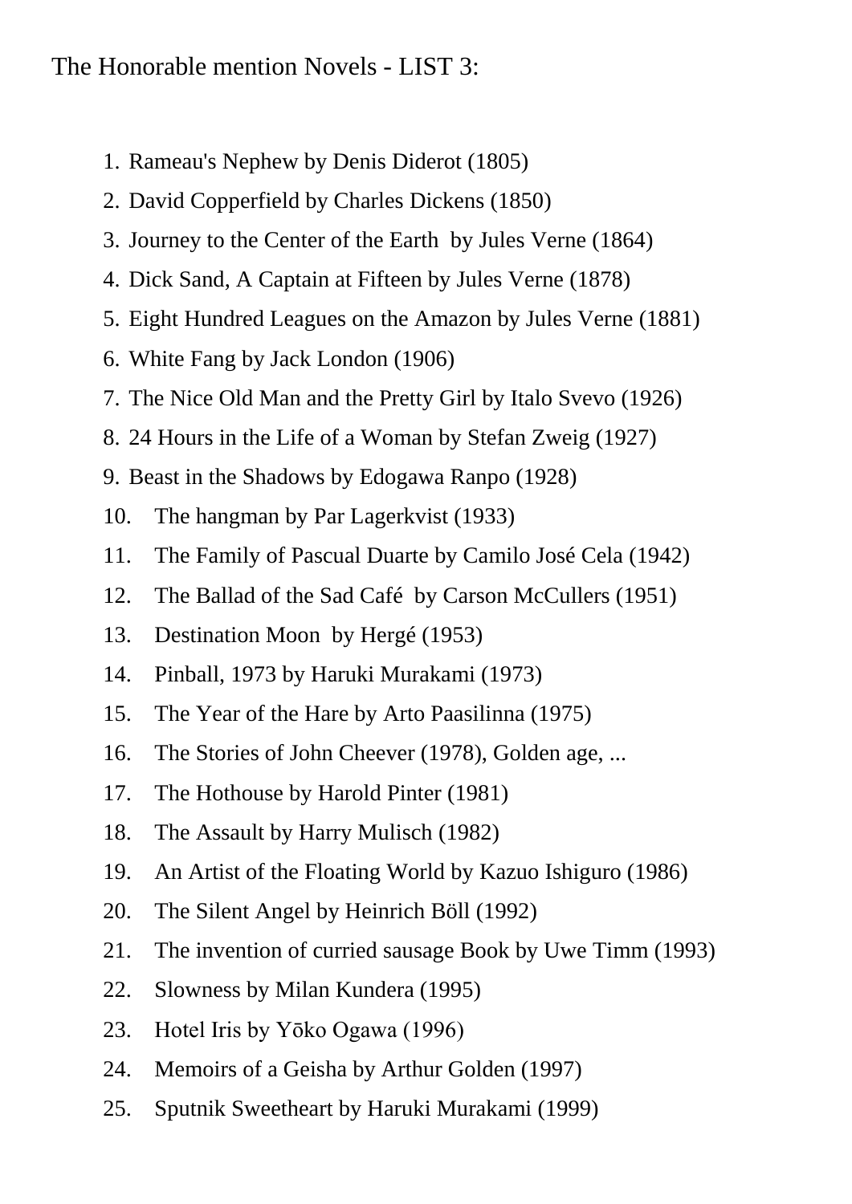The Honorable mention Novels - LIST 3:

1. Rameau's Nephew by Denis Diderot (1805)
2. David Copperfield by Charles Dickens (1850)
3. Journey to the Center of the Earth by Jules Verne (1864)
4. Dick Sand, A Captain at Fifteen by Jules Verne (1878)
5. Eight Hundred Leagues on the Amazon by Jules Verne (1881)
6. White Fang by Jack London (1906)
7. The Nice Old Man and the Pretty Girl by Italo Svevo (1926)
8. 24 Hours in the Life of a Woman by Stefan Zweig (1927)
9. Beast in the Shadows by Edogawa Ranpo (1928)
10. The hangman by Par Lagerkvist (1933)
11. The Family of Pascual Duarte by Camilo José Cela (1942)
12. The Ballad of the Sad Café by Carson McCullers (1951)
13. Destination Moon by Hergé (1953)
14. Pinball, 1973 by Haruki Murakami (1973)
15. The Year of the Hare by Arto Paasilinna (1975)
16. The Stories of John Cheever (1978), Golden age, ...
17. The Hothouse by Harold Pinter (1981)
18. The Assault by Harry Mulisch (1982)
19. An Artist of the Floating World by Kazuo Ishiguro (1986)
20. The Silent Angel by Heinrich Böll (1992)
21. The invention of curried sausage Book by Uwe Timm (1993)
22. Slowness by Milan Kundera (1995)
23. Hotel Iris by Yōko Ogawa (1996)
24. Memoirs of a Geisha by Arthur Golden (1997)
25. Sputnik Sweetheart by Haruki Murakami (1999)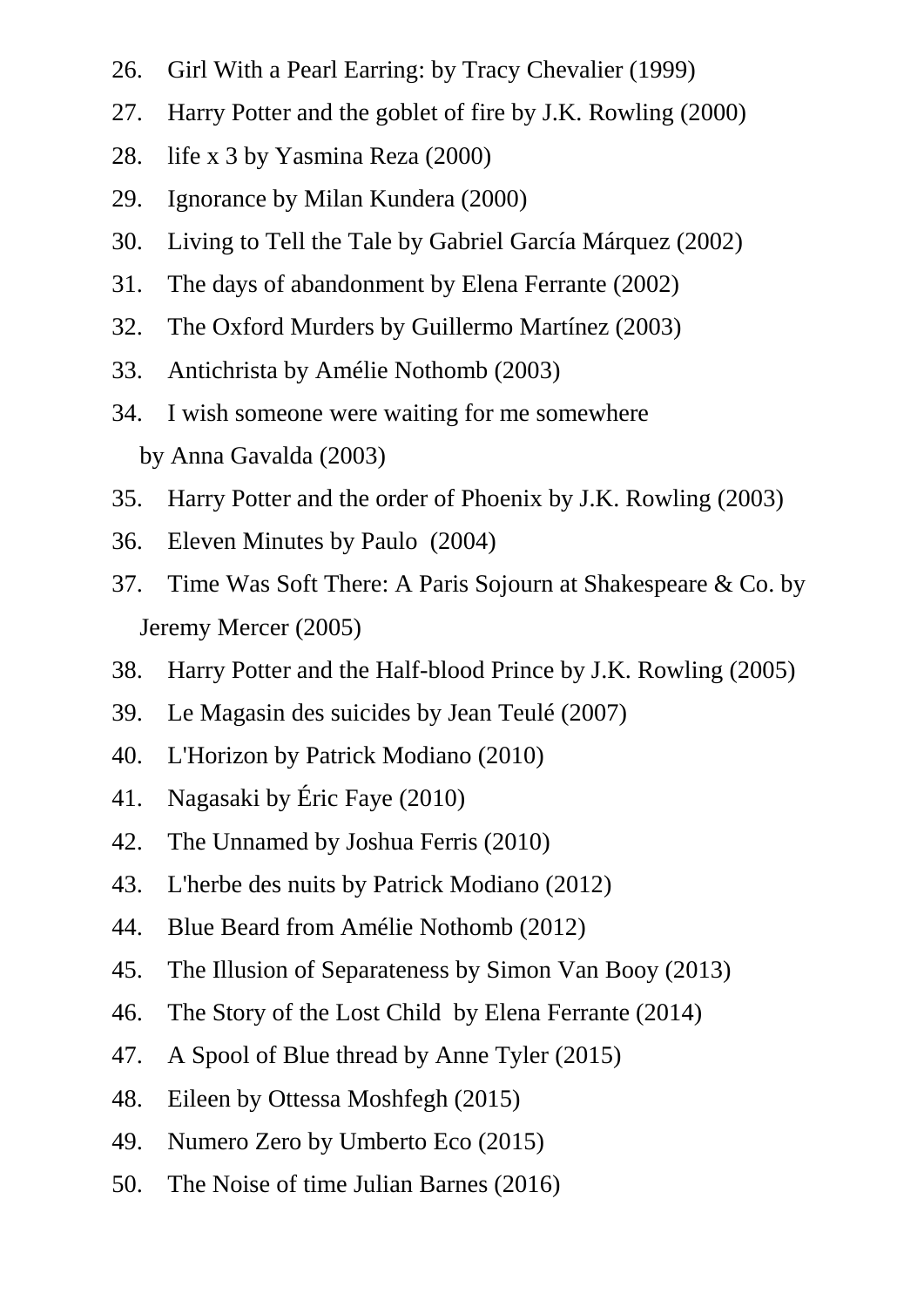26. Girl With a Pearl Earring: by Tracy Chevalier (1999)
27. Harry Potter and the goblet of fire by J.K. Rowling (2000)
28. life x 3 by Yasmina Reza (2000)
29. Ignorance by Milan Kundera (2000)
30. Living to Tell the Tale by Gabriel García Márquez (2002)
31. The days of abandonment by Elena Ferrante (2002)
32. The Oxford Murders by Guillermo Martínez (2003)
33. Antichrista by Amélie Nothomb (2003)
34. I wish someone were waiting for me somewhere by Anna Gavalda (2003)
35. Harry Potter and the order of Phoenix by J.K. Rowling (2003)
36. Eleven Minutes by Paulo (2004)
37. Time Was Soft There: A Paris Sojourn at Shakespeare & Co. by Jeremy Mercer (2005)
38. Harry Potter and the Half-blood Prince by J.K. Rowling (2005)
39. Le Magasin des suicides by Jean Teulé (2007)
40. L'Horizon by Patrick Modiano (2010)
41. Nagasaki by Éric Faye (2010)
42. The Unnamed by Joshua Ferris (2010)
43. L'herbe des nuits by Patrick Modiano (2012)
44. Blue Beard from Amélie Nothomb (2012)
45. The Illusion of Separateness by Simon Van Booy (2013)
46. The Story of the Lost Child by Elena Ferrante (2014)
47. A Spool of Blue thread by Anne Tyler (2015)
48. Eileen by Ottessa Moshfegh (2015)
49. Numero Zero by Umberto Eco (2015)
50. The Noise of time Julian Barnes (2016)